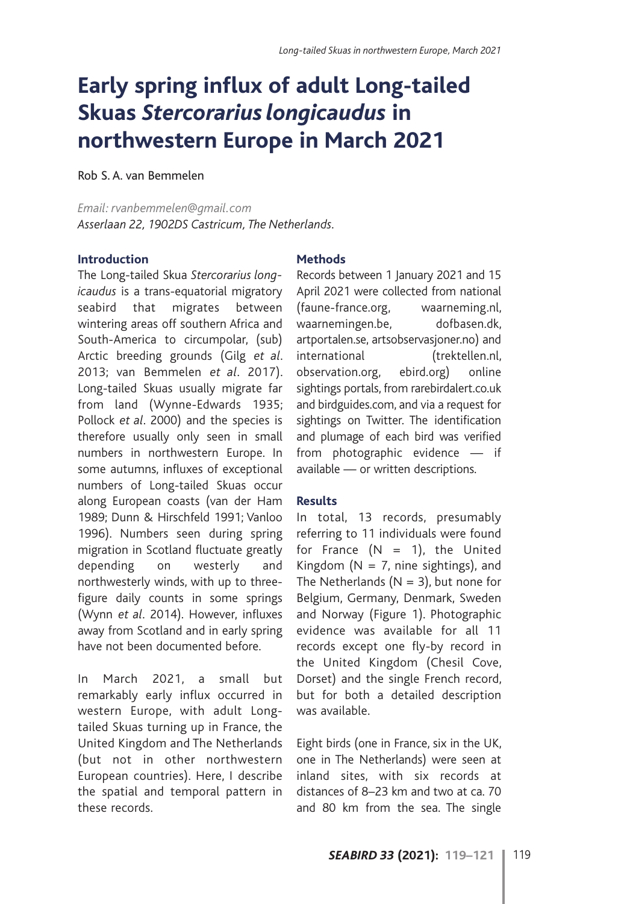# Early spring influx of adult Long-tailed Skuas *Stercorarius longicaudus* in northwestern Europe in March 2021

Rob S. A. van Bemmelen

*Email: rvanbemmelen@gmail.com*
*Asserlaan 22, 1902DS Castricum, The Netherlands.*

## Introduction

The Long-tailed Skua *Stercorarius longicaudus* is a trans-equatorial migratory seabird that migrates between wintering areas off southern Africa and South-America to circumpolar, (sub) Arctic breeding grounds (Gilg *et al*. 2013; van Bemmelen *et al*. 2017). Long-tailed Skuas usually migrate far from land (Wynne-Edwards 1935; Pollock *et al*. 2000) and the species is therefore usually only seen in small numbers in northwestern Europe. In some autumns, influxes of exceptional numbers of Long-tailed Skuas occur along European coasts (van der Ham 1989; Dunn & Hirschfeld 1991; Vanloo 1996). Numbers seen during spring migration in Scotland fluctuate greatly depending on westerly and northwesterly winds, with up to three-figure daily counts in some springs (Wynn *et al*. 2014). However, influxes away from Scotland and in early spring have not been documented before.

In March 2021, a small but remarkably early influx occurred in western Europe, with adult Long-tailed Skuas turning up in France, the United Kingdom and The Netherlands (but not in other northwestern European countries). Here, I describe the spatial and temporal pattern in these records.

## Methods

Records between 1 January 2021 and 15 April 2021 were collected from national (faune-france.org, waarneming.nl, waarnemingen.be, dofbasen.dk, artportalen.se, artsobservasjoner.no) and international (trektellen.nl, observation.org, ebird.org) online sightings portals, from rarebirdalert.co.uk and birdguides.com, and via a request for sightings on Twitter. The identification and plumage of each bird was verified from photographic evidence — if available — or written descriptions.

## Results

In total, 13 records, presumably referring to 11 individuals were found for France (N = 1), the United Kingdom (N = 7, nine sightings), and The Netherlands (N = 3), but none for Belgium, Germany, Denmark, Sweden and Norway (Figure 1). Photographic evidence was available for all 11 records except one fly-by record in the United Kingdom (Chesil Cove, Dorset) and the single French record, but for both a detailed description was available.

Eight birds (one in France, six in the UK, one in The Netherlands) were seen at inland sites, with six records at distances of 8–23 km and two at ca. 70 and 80 km from the sea. The single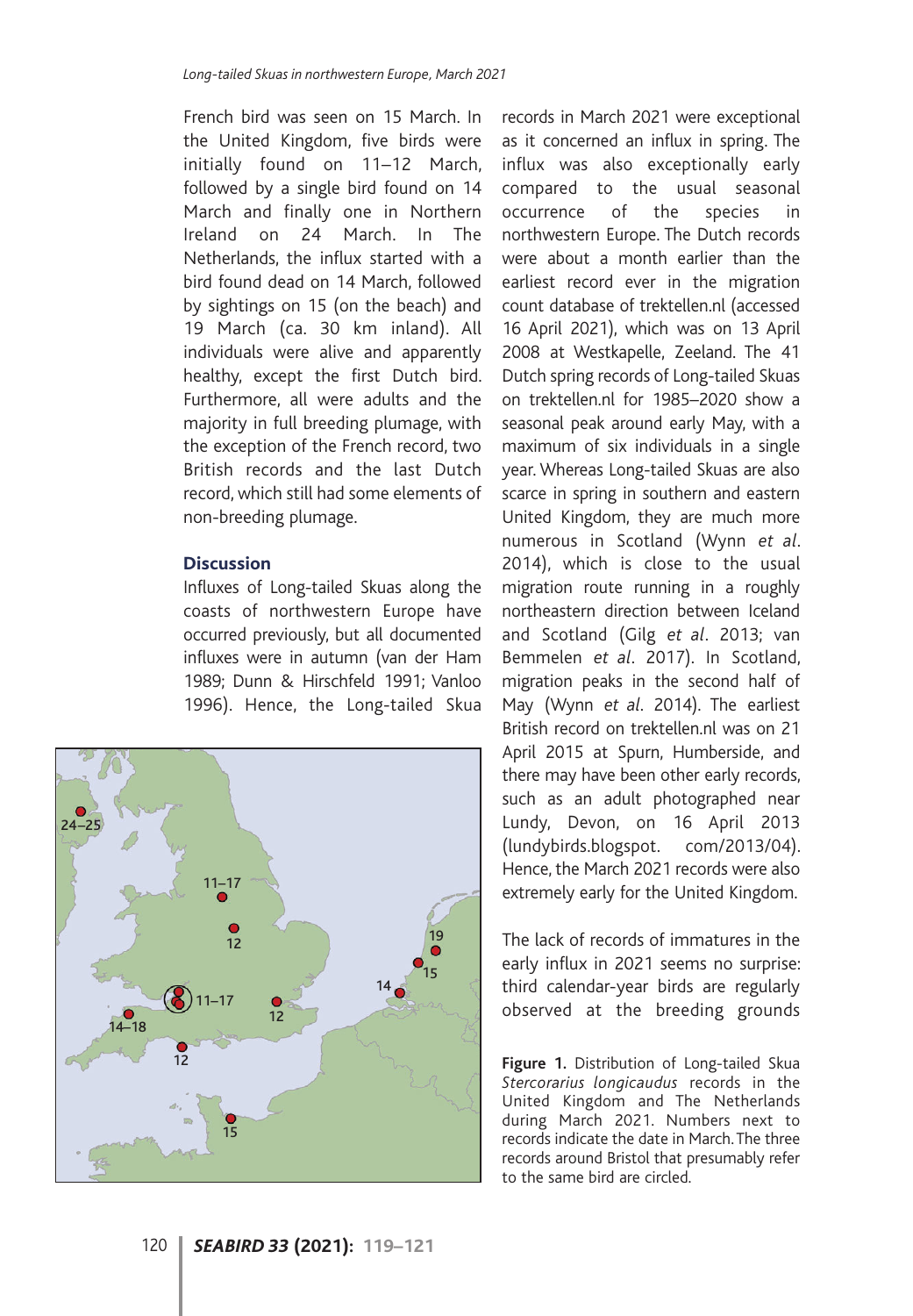French bird was seen on 15 March. In the United Kingdom, five birds were initially found on 11–12 March, followed by a single bird found on 14 March and finally one in Northern Ireland on 24 March. In The Netherlands, the influx started with a bird found dead on 14 March, followed by sightings on 15 (on the beach) and 19 March (ca. 30 km inland). All individuals were alive and apparently healthy, except the first Dutch bird. Furthermore, all were adults and the majority in full breeding plumage, with the exception of the French record, two British records and the last Dutch record, which still had some elements of non-breeding plumage.

## Discussion

Influxes of Long-tailed Skuas along the coasts of northwestern Europe have occurred previously, but all documented influxes were in autumn (van der Ham 1989; Dunn & Hirschfeld 1991; Vanloo 1996). Hence, the Long-tailed Skua records in March 2021 were exceptional as it concerned an influx in spring. The influx was also exceptionally early compared to the usual seasonal occurrence of the species in northwestern Europe. The Dutch records were about a month earlier than the earliest record ever in the migration count database of trektellen.nl (accessed 16 April 2021), which was on 13 April 2008 at Westkapelle, Zeeland. The 41 Dutch spring records of Long-tailed Skuas on trektellen.nl for 1985–2020 show a seasonal peak around early May, with a maximum of six individuals in a single year. Whereas Long-tailed Skuas are also scarce in spring in southern and eastern United Kingdom, they are much more numerous in Scotland (Wynn *et al*. 2014), which is close to the usual migration route running in a roughly northeastern direction between Iceland and Scotland (Gilg *et al*. 2013; van Bemmelen *et al*. 2017). In Scotland, migration peaks in the second half of May (Wynn *et al*. 2014). The earliest British record on trektellen.nl was on 21 April 2015 at Spurn, Humberside, and there may have been other early records, such as an adult photographed near Lundy, Devon, on 16 April 2013 (lundybirds.blogspot. com/2013/04). Hence, the March 2021 records were also extremely early for the United Kingdom.

The lack of records of immatures in the early influx in 2021 seems no surprise: third calendar-year birds are regularly observed at the breeding grounds

**Figure 1.** Distribution of Long-tailed Skua *Stercorarius longicaudus* records in the United Kingdom and The Netherlands during March 2021. Numbers next to records indicate the date in March. The three records around Bristol that presumably refer to the same bird are circled.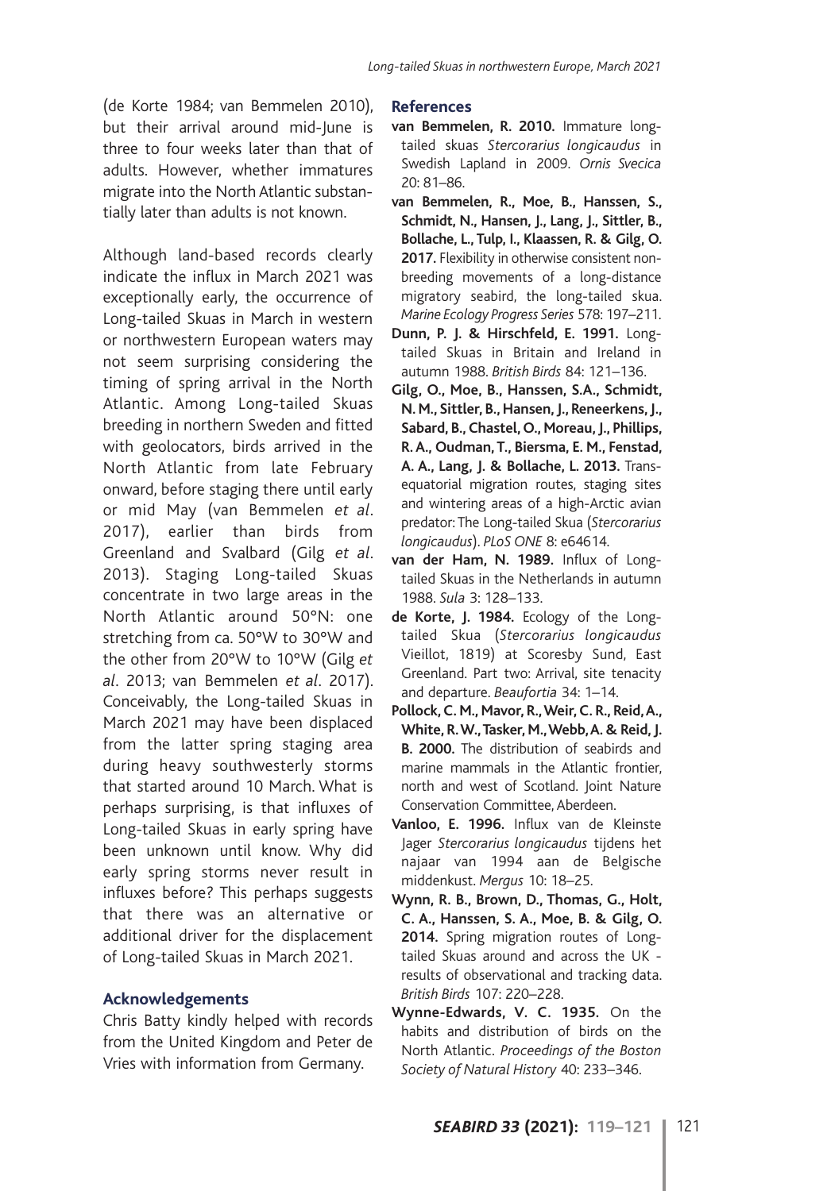(de Korte 1984; van Bemmelen 2010), but their arrival around mid-June is three to four weeks later than that of adults. However, whether immatures migrate into the North Atlantic substantially later than adults is not known.

Although land-based records clearly indicate the influx in March 2021 was exceptionally early, the occurrence of Long-tailed Skuas in March in western or northwestern European waters may not seem surprising considering the timing of spring arrival in the North Atlantic. Among Long-tailed Skuas breeding in northern Sweden and fitted with geolocators, birds arrived in the North Atlantic from late February onward, before staging there until early or mid May (van Bemmelen *et al*. 2017), earlier than birds from Greenland and Svalbard (Gilg *et al*. 2013). Staging Long-tailed Skuas concentrate in two large areas in the North Atlantic around 50°N: one stretching from ca. 50°W to 30°W and the other from 20°W to 10°W (Gilg *et al*. 2013; van Bemmelen *et al*. 2017). Conceivably, the Long-tailed Skuas in March 2021 may have been displaced from the latter spring staging area during heavy southwesterly storms that started around 10 March. What is perhaps surprising, is that influxes of Long-tailed Skuas in early spring have been unknown until know. Why did early spring storms never result in influxes before? This perhaps suggests that there was an alternative or additional driver for the displacement of Long-tailed Skuas in March 2021.

## Acknowledgements

Chris Batty kindly helped with records from the United Kingdom and Peter de Vries with information from Germany.

## References

**van Bemmelen, R. 2010.** Immature long-tailed skuas *Stercorarius longicaudus* in Swedish Lapland in 2009. *Ornis Svecica* 20: 81–86.

**van Bemmelen, R., Moe, B., Hanssen, S., Schmidt, N., Hansen, J., Lang, J., Sittler, B., Bollache, L., Tulp, I., Klaassen, R. & Gilg, O. 2017.** Flexibility in otherwise consistent non-breeding movements of a long-distance migratory seabird, the long-tailed skua. *Marine Ecology Progress Series* 578: 197–211.

**Dunn, P. J. & Hirschfeld, E. 1991.** Long-tailed Skuas in Britain and Ireland in autumn 1988. *British Birds* 84: 121–136.

**Gilg, O., Moe, B., Hanssen, S.A., Schmidt, N. M., Sittler, B., Hansen, J., Reneerkens, J., Sabard, B., Chastel, O., Moreau, J., Phillips, R. A., Oudman, T., Biersma, E. M., Fenstad, A. A., Lang, J. & Bollache, L. 2013.** Trans-equatorial migration routes, staging sites and wintering areas of a high-Arctic avian predator: The Long-tailed Skua (*Stercorarius longicaudus*). *PLoS ONE* 8: e64614.

**van der Ham, N. 1989.** Influx of Long-tailed Skuas in the Netherlands in autumn 1988. *Sula* 3: 128–133.

**de Korte, J. 1984.** Ecology of the Long-tailed Skua (*Stercorarius longicaudus* Vieillot, 1819) at Scoresby Sund, East Greenland. Part two: Arrival, site tenacity and departure. *Beaufortia* 34: 1–14.

**Pollock, C. M., Mavor, R., Weir, C. R., Reid, A., White, R. W., Tasker, M., Webb, A. & Reid, J. B. 2000.** The distribution of seabirds and marine mammals in the Atlantic frontier, north and west of Scotland. Joint Nature Conservation Committee, Aberdeen.

**Vanloo, E. 1996.** Influx van de Kleinste Jager *Stercorarius longicaudus* tijdens het najaar van 1994 aan de Belgische middenkust. *Mergus* 10: 18–25.

**Wynn, R. B., Brown, D., Thomas, G., Holt, C. A., Hanssen, S. A., Moe, B. & Gilg, O. 2014.** Spring migration routes of Long-tailed Skuas around and across the UK - results of observational and tracking data. *British Birds* 107: 220–228.

**Wynne-Edwards, V. C. 1935.** On the habits and distribution of birds on the North Atlantic. *Proceedings of the Boston Society of Natural History* 40: 233–346.